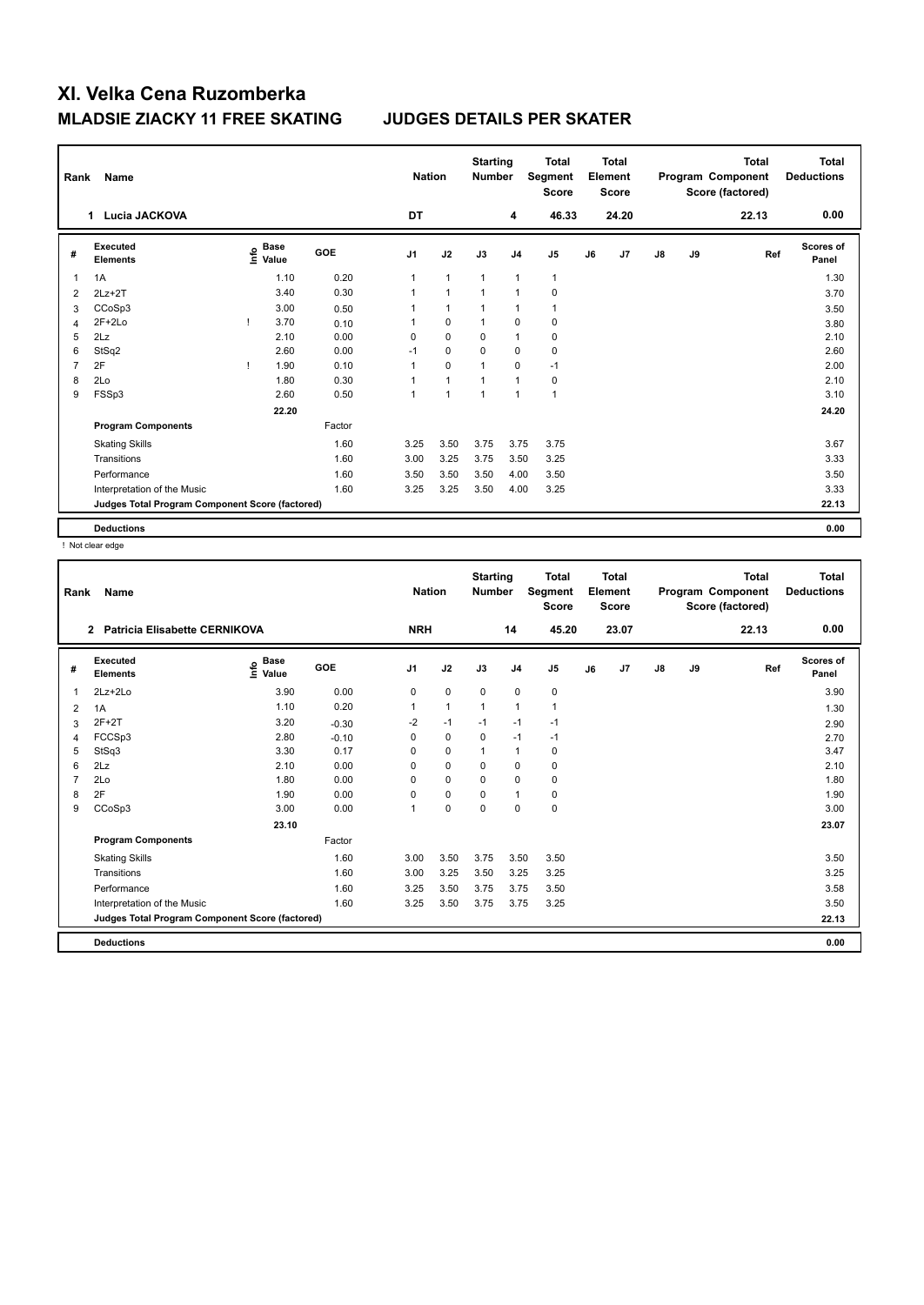# XI. Velka Cena Ruzomberka

## MLADSIE ZIACKY 11 FREE SKATING JUDGES DETAILS PER SKATER

| Rank | Name | Nation | Starting Number | Total Segment Score | Total Element Score | Total Program Component Score (factored) | Total Deductions |
|---|---|---|---|---|---|---|---|
| 1 | Lucia JACKOVA | DT | 4 | 46.33 | 24.20 | 22.13 | 0.00 |

| # | Executed Elements | Info | Base Value | GOE | J1 | J2 | J3 | J4 | J5 | J6 | J7 | J8 | J9 | Ref | Scores of Panel |
|---|---|---|---|---|---|---|---|---|---|---|---|---|---|---|---|
| 1 | 1A | | 1.10 | 0.20 | 1 | 1 | 1 | 1 | 1 | | | | | | 1.30 |
| 2 | 2Lz+2T | | 3.40 | 0.30 | 1 | 1 | 1 | 1 | 0 | | | | | | 3.70 |
| 3 | CCoSp3 | | 3.00 | 0.50 | 1 | 1 | 1 | 1 | 1 | | | | | | 3.50 |
| 4 | 2F+2Lo | ! | 3.70 | 0.10 | 1 | 0 | 1 | 0 | 0 | | | | | | 3.80 |
| 5 | 2Lz | | 2.10 | 0.00 | 0 | 0 | 0 | 1 | 0 | | | | | | 2.10 |
| 6 | StSq2 | | 2.60 | 0.00 | -1 | 0 | 0 | 0 | 0 | | | | | | 2.60 |
| 7 | 2F | ! | 1.90 | 0.10 | 1 | 0 | 1 | 0 | -1 | | | | | | 2.00 |
| 8 | 2Lo | | 1.80 | 0.30 | 1 | 1 | 1 | 1 | 0 | | | | | | 2.10 |
| 9 | FSSp3 | | 2.60 | 0.50 | 1 | 1 | 1 | 1 | 1 | | | | | | 3.10 |
| | | | 22.20 | | | | | | | | | | | | 24.20 |
| | **Program Components** | | | Factor | | | | | | | | | | | |
| | Skating Skills | | | 1.60 | 3.25 | 3.50 | 3.75 | 3.75 | 3.75 | | | | | | 3.67 |
| | Transitions | | | 1.60 | 3.00 | 3.25 | 3.75 | 3.50 | 3.25 | | | | | | 3.33 |
| | Performance | | | 1.60 | 3.50 | 3.50 | 3.50 | 4.00 | 3.50 | | | | | | 3.50 |
| | Interpretation of the Music | | | 1.60 | 3.25 | 3.25 | 3.50 | 4.00 | 3.25 | | | | | | 3.33 |
| | **Judges Total Program Component Score (factored)** | | | | | | | | | | | | | | 22.13 |
| | **Deductions** | | | | | | | | | | | | | | 0.00 |

! Not clear edge

| Rank | Name | Nation | Starting Number | Total Segment Score | Total Element Score | Total Program Component Score (factored) | Total Deductions |
|---|---|---|---|---|---|---|---|
| 2 | Patricia Elisabette CERNIKOVA | NRH | 14 | 45.20 | 23.07 | 22.13 | 0.00 |

| # | Executed Elements | Info | Base Value | GOE | J1 | J2 | J3 | J4 | J5 | J6 | J7 | J8 | J9 | Ref | Scores of Panel |
|---|---|---|---|---|---|---|---|---|---|---|---|---|---|---|---|
| 1 | 2Lz+2Lo | | 3.90 | 0.00 | 0 | 0 | 0 | 0 | 0 | | | | | | 3.90 |
| 2 | 1A | | 1.10 | 0.20 | 1 | 1 | 1 | 1 | 1 | | | | | | 1.30 |
| 3 | 2F+2T | | 3.20 | -0.30 | -2 | -1 | -1 | -1 | -1 | | | | | | 2.90 |
| 4 | FCCSp3 | | 2.80 | -0.10 | 0 | 0 | 0 | -1 | -1 | | | | | | 2.70 |
| 5 | StSq3 | | 3.30 | 0.17 | 0 | 0 | 1 | 1 | 0 | | | | | | 3.47 |
| 6 | 2Lz | | 2.10 | 0.00 | 0 | 0 | 0 | 0 | 0 | | | | | | 2.10 |
| 7 | 2Lo | | 1.80 | 0.00 | 0 | 0 | 0 | 0 | 0 | | | | | | 1.80 |
| 8 | 2F | | 1.90 | 0.00 | 0 | 0 | 0 | 1 | 0 | | | | | | 1.90 |
| 9 | CCoSp3 | | 3.00 | 0.00 | 1 | 0 | 0 | 0 | 0 | | | | | | 3.00 |
| | | | 23.10 | | | | | | | | | | | | 23.07 |
| | **Program Components** | | | Factor | | | | | | | | | | | |
| | Skating Skills | | | 1.60 | 3.00 | 3.50 | 3.75 | 3.50 | 3.50 | | | | | | 3.50 |
| | Transitions | | | 1.60 | 3.00 | 3.25 | 3.50 | 3.25 | 3.25 | | | | | | 3.25 |
| | Performance | | | 1.60 | 3.25 | 3.50 | 3.75 | 3.75 | 3.50 | | | | | | 3.58 |
| | Interpretation of the Music | | | 1.60 | 3.25 | 3.50 | 3.75 | 3.75 | 3.25 | | | | | | 3.50 |
| | **Judges Total Program Component Score (factored)** | | | | | | | | | | | | | | 22.13 |
| | **Deductions** | | | | | | | | | | | | | | 0.00 |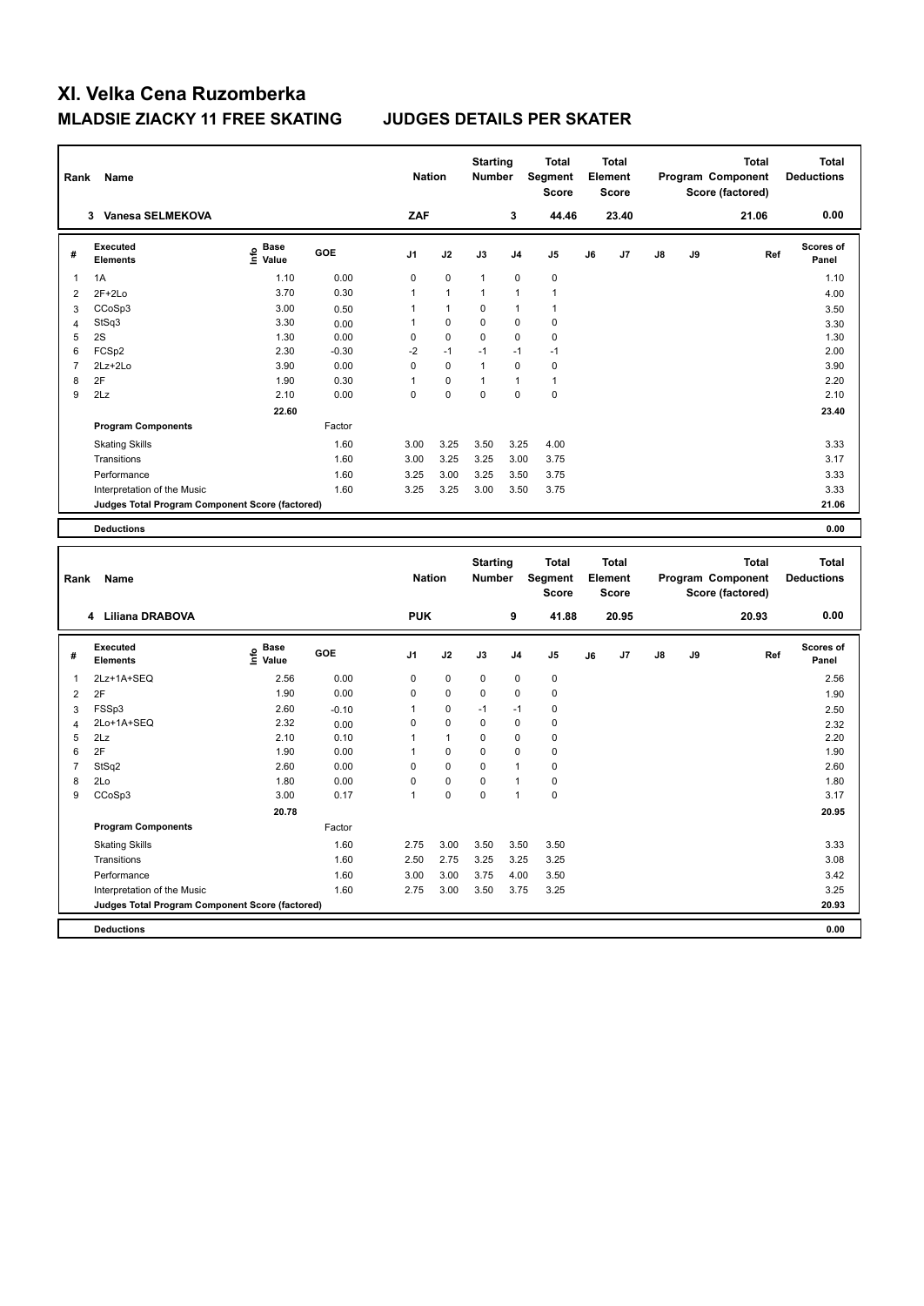# XI. Velka Cena Ruzomberka

## MLADSIE ZIACKY 11 FREE SKATING JUDGES DETAILS PER SKATER

| Rank | Name | Nation | Starting Number | Total Segment Score | Total Element Score | Total Program Component Score (factored) | Total Deductions |
|---|---|---|---|---|---|---|---|
| 3 | Vanesa SELMEKOVA | ZAF | 3 | 44.46 | 23.40 | 21.06 | 0.00 |

| # | Executed Elements | Info | Base Value | GOE | J1 | J2 | J3 | J4 | J5 | J6 | J7 | J8 | J9 | Ref | Scores of Panel |
|---|---|---|---|---|---|---|---|---|---|---|---|---|---|---|---|
| 1 | 1A | | 1.10 | 0.00 | 0 | 0 | 1 | 0 | 0 | | | | | | 1.10 |
| 2 | 2F+2Lo | | 3.70 | 0.30 | 1 | 1 | 1 | 1 | 1 | | | | | | 4.00 |
| 3 | CCoSp3 | | 3.00 | 0.50 | 1 | 1 | 0 | 1 | 1 | | | | | | 3.50 |
| 4 | StSq3 | | 3.30 | 0.00 | 1 | 0 | 0 | 0 | 0 | | | | | | 3.30 |
| 5 | 2S | | 1.30 | 0.00 | 0 | 0 | 0 | 0 | 0 | | | | | | 1.30 |
| 6 | FCSp2 | | 2.30 | -0.30 | -2 | -1 | -1 | -1 | -1 | | | | | | 2.00 |
| 7 | 2Lz+2Lo | | 3.90 | 0.00 | 0 | 0 | 1 | 0 | 0 | | | | | | 3.90 |
| 8 | 2F | | 1.90 | 0.30 | 1 | 0 | 1 | 1 | 1 | | | | | | 2.20 |
| 9 | 2Lz | | 2.10 | 0.00 | 0 | 0 | 0 | 0 | 0 | | | | | | 2.10 |
| | | | 22.60 | | | | | | | | | | | | 23.40 |
| | **Program Components** | | | Factor | | | | | | | | | | | |
| | Skating Skills | | | 1.60 | 3.00 | 3.25 | 3.50 | 3.25 | 4.00 | | | | | | 3.33 |
| | Transitions | | | 1.60 | 3.00 | 3.25 | 3.25 | 3.00 | 3.75 | | | | | | 3.17 |
| | Performance | | | 1.60 | 3.25 | 3.00 | 3.25 | 3.50 | 3.75 | | | | | | 3.33 |
| | Interpretation of the Music | | | 1.60 | 3.25 | 3.25 | 3.00 | 3.50 | 3.75 | | | | | | 3.33 |
| | **Judges Total Program Component Score (factored)** | | | | | | | | | | | | | | 21.06 |
| | **Deductions** | | | | | | | | | | | | | | 0.00 |

| Rank | Name | Nation | Starting Number | Total Segment Score | Total Element Score | Total Program Component Score (factored) | Total Deductions |
|---|---|---|---|---|---|---|---|
| 4 | Liliana DRABOVA | PUK | 9 | 41.88 | 20.95 | 20.93 | 0.00 |

| # | Executed Elements | Info | Base Value | GOE | J1 | J2 | J3 | J4 | J5 | J6 | J7 | J8 | J9 | Ref | Scores of Panel |
|---|---|---|---|---|---|---|---|---|---|---|---|---|---|---|---|
| 1 | 2Lz+1A+SEQ | | 2.56 | 0.00 | 0 | 0 | 0 | 0 | 0 | | | | | | 2.56 |
| 2 | 2F | | 1.90 | 0.00 | 0 | 0 | 0 | 0 | 0 | | | | | | 1.90 |
| 3 | FSSp3 | | 2.60 | -0.10 | 1 | 0 | -1 | -1 | 0 | | | | | | 2.50 |
| 4 | 2Lo+1A+SEQ | | 2.32 | 0.00 | 0 | 0 | 0 | 0 | 0 | | | | | | 2.32 |
| 5 | 2Lz | | 2.10 | 0.10 | 1 | 1 | 0 | 0 | 0 | | | | | | 2.20 |
| 6 | 2F | | 1.90 | 0.00 | 1 | 0 | 0 | 0 | 0 | | | | | | 1.90 |
| 7 | StSq2 | | 2.60 | 0.00 | 0 | 0 | 0 | 1 | 0 | | | | | | 2.60 |
| 8 | 2Lo | | 1.80 | 0.00 | 0 | 0 | 0 | 1 | 0 | | | | | | 1.80 |
| 9 | CCoSp3 | | 3.00 | 0.17 | 1 | 0 | 0 | 1 | 0 | | | | | | 3.17 |
| | | | 20.78 | | | | | | | | | | | | 20.95 |
| | **Program Components** | | | Factor | | | | | | | | | | | |
| | Skating Skills | | | 1.60 | 2.75 | 3.00 | 3.50 | 3.50 | 3.50 | | | | | | 3.33 |
| | Transitions | | | 1.60 | 2.50 | 2.75 | 3.25 | 3.25 | 3.25 | | | | | | 3.08 |
| | Performance | | | 1.60 | 3.00 | 3.00 | 3.75 | 4.00 | 3.50 | | | | | | 3.42 |
| | Interpretation of the Music | | | 1.60 | 2.75 | 3.00 | 3.50 | 3.75 | 3.25 | | | | | | 3.25 |
| | **Judges Total Program Component Score (factored)** | | | | | | | | | | | | | | 20.93 |
| | **Deductions** | | | | | | | | | | | | | | 0.00 |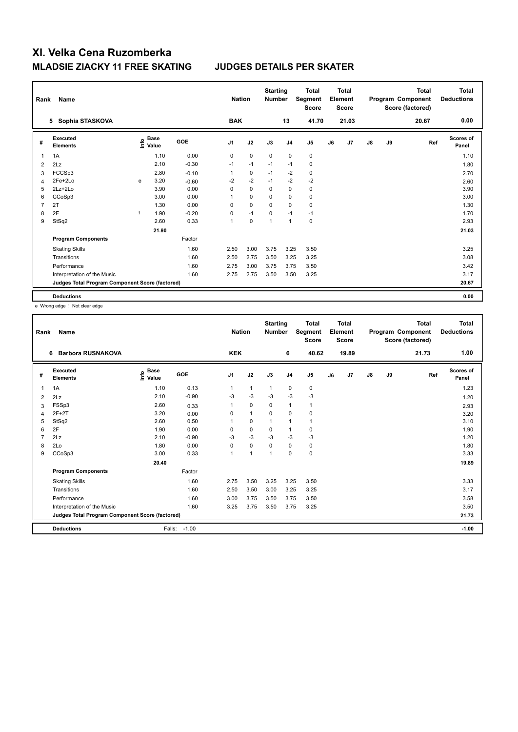# XI. Velka Cena Ruzomberka

## MLADSIE ZIACKY 11 FREE SKATING JUDGES DETAILS PER SKATER

| Rank | Name | Nation | Starting Number | Total Segment Score | Total Element Score | Total Program Component Score (factored) | Total Deductions |
|---|---|---|---|---|---|---|---|
| 5 | Sophia STASKOVA | BAK | 13 | 41.70 | 21.03 | 20.67 | 0.00 |

| # | Executed Elements | Info | Base Value | GOE | J1 | J2 | J3 | J4 | J5 | J6 | J7 | J8 | J9 | Ref | Scores of Panel |
|---|---|---|---|---|---|---|---|---|---|---|---|---|---|---|---|
| 1 | 1A | | 1.10 | 0.00 | 0 | 0 | 0 | 0 | 0 | | | | | | 1.10 |
| 2 | 2Lz | | 2.10 | -0.30 | -1 | -1 | -1 | -1 | 0 | | | | | | 1.80 |
| 3 | FCCSp3 | | 2.80 | -0.10 | 1 | 0 | -1 | -2 | 0 | | | | | | 2.70 |
| 4 | 2Fe+2Lo | e | 3.20 | -0.60 | -2 | -2 | -1 | -2 | -2 | | | | | | 2.60 |
| 5 | 2Lz+2Lo | | 3.90 | 0.00 | 0 | 0 | 0 | 0 | 0 | | | | | | 3.90 |
| 6 | CCoSp3 | | 3.00 | 0.00 | 1 | 0 | 0 | 0 | 0 | | | | | | 3.00 |
| 7 | 2T | | 1.30 | 0.00 | 0 | 0 | 0 | 0 | 0 | | | | | | 1.30 |
| 8 | 2F | ! | 1.90 | -0.20 | 0 | -1 | 0 | -1 | -1 | | | | | | 1.70 |
| 9 | StSq2 | | 2.60 | 0.33 | 1 | 0 | 1 | 1 | 0 | | | | | | 2.93 |
| | | | 21.90 | | | | | | | | | | | | 21.03 |
| | **Program Components** | | | Factor | | | | | | | | | | | |
| | Skating Skills | | | 1.60 | 2.50 | 3.00 | 3.75 | 3.25 | 3.50 | | | | | | 3.25 |
| | Transitions | | | 1.60 | 2.50 | 2.75 | 3.50 | 3.25 | 3.25 | | | | | | 3.08 |
| | Performance | | | 1.60 | 2.75 | 3.00 | 3.75 | 3.75 | 3.50 | | | | | | 3.42 |
| | Interpretation of the Music | | | 1.60 | 2.75 | 2.75 | 3.50 | 3.50 | 3.25 | | | | | | 3.17 |
| | **Judges Total Program Component Score (factored)** | | | | | | | | | | | | | | 20.67 |
| | **Deductions** | | | | | | | | | | | | | | 0.00 |

e Wrong edge ! Not clear edge

| Rank | Name | Nation | Starting Number | Total Segment Score | Total Element Score | Total Program Component Score (factored) | Total Deductions |
|---|---|---|---|---|---|---|---|
| 6 | Barbora RUSNAKOVA | KEK | 6 | 40.62 | 19.89 | 21.73 | 1.00 |

| # | Executed Elements | Info | Base Value | GOE | J1 | J2 | J3 | J4 | J5 | J6 | J7 | J8 | J9 | Ref | Scores of Panel |
|---|---|---|---|---|---|---|---|---|---|---|---|---|---|---|---|
| 1 | 1A | | 1.10 | 0.13 | 1 | 1 | 1 | 0 | 0 | | | | | | 1.23 |
| 2 | 2Lz | | 2.10 | -0.90 | -3 | -3 | -3 | -3 | -3 | | | | | | 1.20 |
| 3 | FSSp3 | | 2.60 | 0.33 | 1 | 0 | 0 | 1 | 1 | | | | | | 2.93 |
| 4 | 2F+2T | | 3.20 | 0.00 | 0 | 1 | 0 | 0 | 0 | | | | | | 3.20 |
| 5 | StSq2 | | 2.60 | 0.50 | 1 | 0 | 1 | 1 | 1 | | | | | | 3.10 |
| 6 | 2F | | 1.90 | 0.00 | 0 | 0 | 0 | 1 | 0 | | | | | | 1.90 |
| 7 | 2Lz | | 2.10 | -0.90 | -3 | -3 | -3 | -3 | -3 | | | | | | 1.20 |
| 8 | 2Lo | | 1.80 | 0.00 | 0 | 0 | 0 | 0 | 0 | | | | | | 1.80 |
| 9 | CCoSp3 | | 3.00 | 0.33 | 1 | 1 | 1 | 0 | 0 | | | | | | 3.33 |
| | | | 20.40 | | | | | | | | | | | | 19.89 |
| | **Program Components** | | | Factor | | | | | | | | | | | |
| | Skating Skills | | | 1.60 | 2.75 | 3.50 | 3.25 | 3.25 | 3.50 | | | | | | 3.33 |
| | Transitions | | | 1.60 | 2.50 | 3.50 | 3.00 | 3.25 | 3.25 | | | | | | 3.17 |
| | Performance | | | 1.60 | 3.00 | 3.75 | 3.50 | 3.75 | 3.50 | | | | | | 3.58 |
| | Interpretation of the Music | | | 1.60 | 3.25 | 3.75 | 3.50 | 3.75 | 3.25 | | | | | | 3.50 |
| | **Judges Total Program Component Score (factored)** | | | | | | | | | | | | | | 21.73 |
| | **Deductions** | | Falls: | -1.00 | | | | | | | | | | | -1.00 |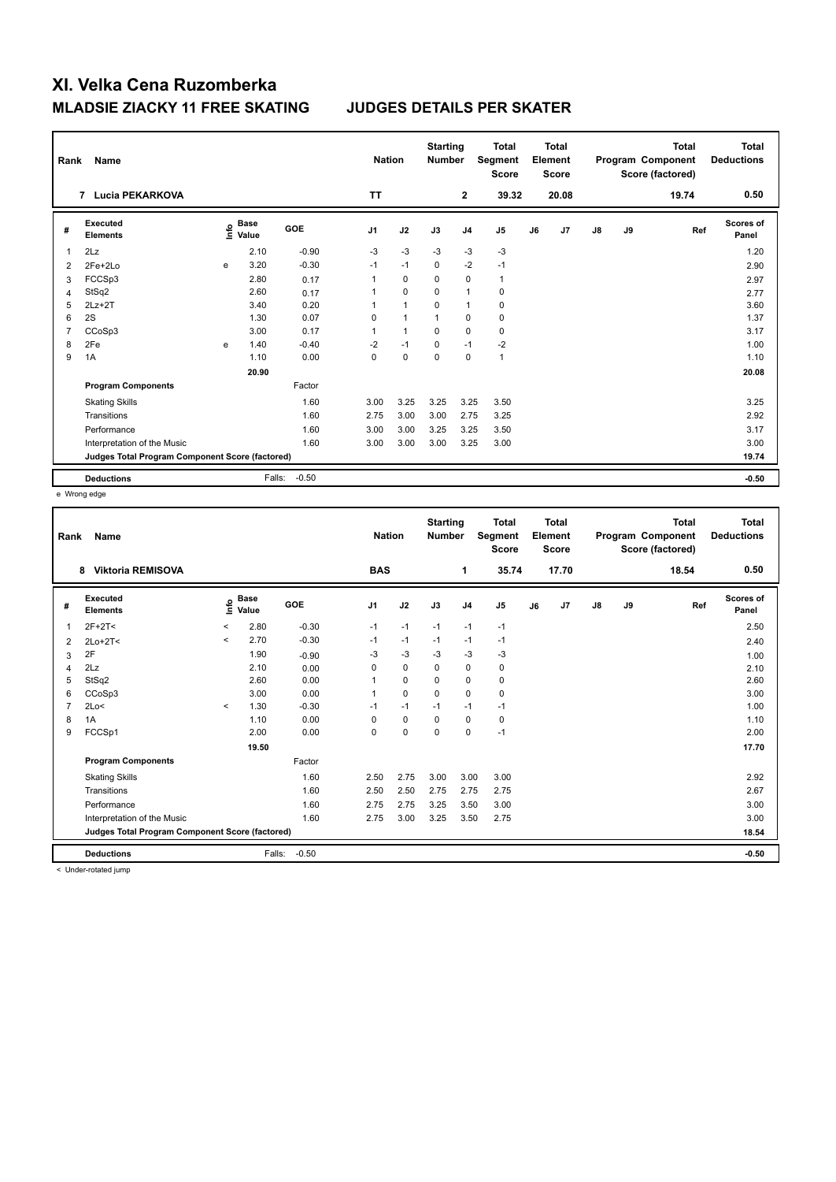# XI. Velka Cena Ruzomberka

## MLADSIE ZIACKY 11 FREE SKATING JUDGES DETAILS PER SKATER

| Rank | Name | Nation | Starting Number | Total Segment Score | Total Element Score | Total Program Component Score (factored) | Total Deductions |
|---|---|---|---|---|---|---|---|
| 7 | Lucia PEKARKOVA | TT | 2 | 39.32 | 20.08 | 19.74 | 0.50 |

| # | Executed Elements | Info | Base Value | GOE | J1 | J2 | J3 | J4 | J5 | J6 | J7 | J8 | J9 | Ref | Scores of Panel |
|---|---|---|---|---|---|---|---|---|---|---|---|---|---|---|---|
| 1 | 2Lz | | 2.10 | -0.90 | -3 | -3 | -3 | -3 | -3 | | | | | | 1.20 |
| 2 | 2Fe+2Lo | e | 3.20 | -0.30 | -1 | -1 | 0 | -2 | -1 | | | | | | 2.90 |
| 3 | FCCSp3 | | 2.80 | 0.17 | 1 | 0 | 0 | 0 | 1 | | | | | | 2.97 |
| 4 | StSq2 | | 2.60 | 0.17 | 1 | 0 | 0 | 1 | 0 | | | | | | 2.77 |
| 5 | 2Lz+2T | | 3.40 | 0.20 | 1 | 1 | 0 | 1 | 0 | | | | | | 3.60 |
| 6 | 2S | | 1.30 | 0.07 | 0 | 1 | 1 | 0 | 0 | | | | | | 1.37 |
| 7 | CCoSp3 | | 3.00 | 0.17 | 1 | 1 | 0 | 0 | 0 | | | | | | 3.17 |
| 8 | 2Fe | e | 1.40 | -0.40 | -2 | -1 | 0 | -1 | -2 | | | | | | 1.00 |
| 9 | 1A | | 1.10 | 0.00 | 0 | 0 | 0 | 0 | 1 | | | | | | 1.10 |
| | | | 20.90 | | | | | | | | | | | | 20.08 |
| | **Program Components** | | | Factor | | | | | | | | | | | |
| | Skating Skills | | | 1.60 | 3.00 | 3.25 | 3.25 | 3.25 | 3.50 | | | | | | 3.25 |
| | Transitions | | | 1.60 | 2.75 | 3.00 | 3.00 | 2.75 | 3.25 | | | | | | 2.92 |
| | Performance | | | 1.60 | 3.00 | 3.00 | 3.25 | 3.25 | 3.50 | | | | | | 3.17 |
| | Interpretation of the Music | | | 1.60 | 3.00 | 3.00 | 3.00 | 3.25 | 3.00 | | | | | | 3.00 |
| | **Judges Total Program Component Score (factored)** | | | | | | | | | | | | | | 19.74 |
| | **Deductions** | | Falls: | -0.50 | | | | | | | | | | | -0.50 |

e Wrong edge

| Rank | Name | Nation | Starting Number | Total Segment Score | Total Element Score | Total Program Component Score (factored) | Total Deductions |
|---|---|---|---|---|---|---|---|
| 8 | Viktoria REMISOVA | BAS | 1 | 35.74 | 17.70 | 18.54 | 0.50 |

| # | Executed Elements | Info | Base Value | GOE | J1 | J2 | J3 | J4 | J5 | J6 | J7 | J8 | J9 | Ref | Scores of Panel |
|---|---|---|---|---|---|---|---|---|---|---|---|---|---|---|---|
| 1 | 2F+2T< | < | 2.80 | -0.30 | -1 | -1 | -1 | -1 | -1 | | | | | | 2.50 |
| 2 | 2Lo+2T< | < | 2.70 | -0.30 | -1 | -1 | -1 | -1 | -1 | | | | | | 2.40 |
| 3 | 2F | | 1.90 | -0.90 | -3 | -3 | -3 | -3 | -3 | | | | | | 1.00 |
| 4 | 2Lz | | 2.10 | 0.00 | 0 | 0 | 0 | 0 | 0 | | | | | | 2.10 |
| 5 | StSq2 | | 2.60 | 0.00 | 1 | 0 | 0 | 0 | 0 | | | | | | 2.60 |
| 6 | CCoSp3 | | 3.00 | 0.00 | 1 | 0 | 0 | 0 | 0 | | | | | | 3.00 |
| 7 | 2Lo< | < | 1.30 | -0.30 | -1 | -1 | -1 | -1 | -1 | | | | | | 1.00 |
| 8 | 1A | | 1.10 | 0.00 | 0 | 0 | 0 | 0 | 0 | | | | | | 1.10 |
| 9 | FCCSp1 | | 2.00 | 0.00 | 0 | 0 | 0 | 0 | -1 | | | | | | 2.00 |
| | | | 19.50 | | | | | | | | | | | | 17.70 |
| | **Program Components** | | | Factor | | | | | | | | | | | |
| | Skating Skills | | | 1.60 | 2.50 | 2.75 | 3.00 | 3.00 | 3.00 | | | | | | 2.92 |
| | Transitions | | | 1.60 | 2.50 | 2.50 | 2.75 | 2.75 | 2.75 | | | | | | 2.67 |
| | Performance | | | 1.60 | 2.75 | 2.75 | 3.25 | 3.50 | 3.00 | | | | | | 3.00 |
| | Interpretation of the Music | | | 1.60 | 2.75 | 3.00 | 3.25 | 3.50 | 2.75 | | | | | | 3.00 |
| | **Judges Total Program Component Score (factored)** | | | | | | | | | | | | | | 18.54 |
| | **Deductions** | | Falls: | -0.50 | | | | | | | | | | | -0.50 |

< Under-rotated jump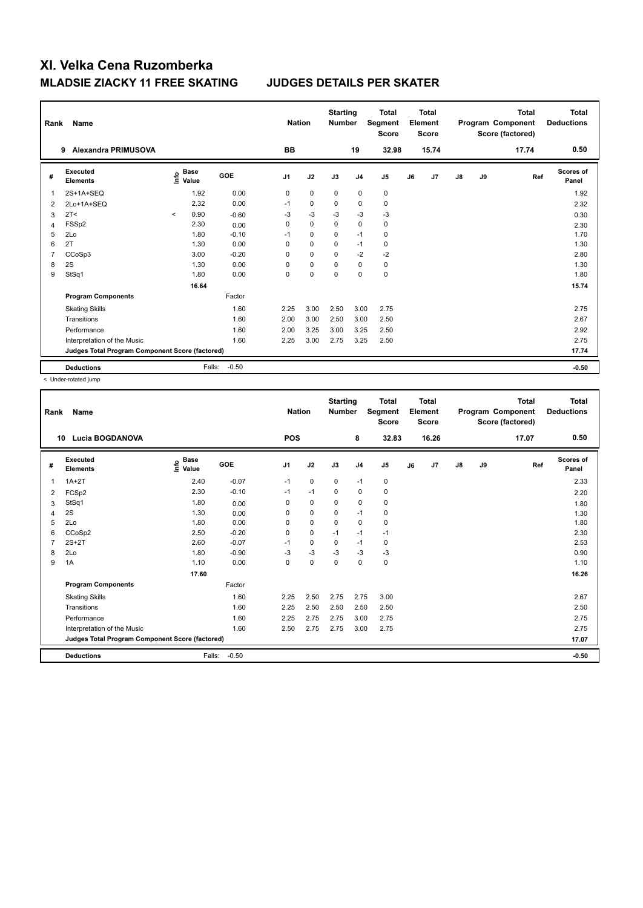# XI. Velka Cena Ruzomberka

## MLADSIE ZIACKY 11 FREE SKATING    JUDGES DETAILS PER SKATER

| Rank | Name | Nation | Starting Number | Total Segment Score | Total Element Score | Total Program Component Score (factored) | Total Deductions |
|---|---|---|---|---|---|---|---|
| 9 | Alexandra PRIMUSOVA | BB | 19 | 32.98 | 15.74 | 17.74 | 0.50 |

| # | Executed Elements | Info | Base Value | GOE | J1 | J2 | J3 | J4 | J5 | J6 | J7 | J8 | J9 | Ref | Scores of Panel |
|---|---|---|---|---|---|---|---|---|---|---|---|---|---|---|---|
| 1 | 2S+1A+SEQ | | 1.92 | 0.00 | 0 | 0 | 0 | 0 | 0 | | | | | | 1.92 |
| 2 | 2Lo+1A+SEQ | | 2.32 | 0.00 | -1 | 0 | 0 | 0 | 0 | | | | | | 2.32 |
| 3 | 2T< | < | 0.90 | -0.60 | -3 | -3 | -3 | -3 | -3 | | | | | | 0.30 |
| 4 | FSSp2 | | 2.30 | 0.00 | 0 | 0 | 0 | 0 | 0 | | | | | | 2.30 |
| 5 | 2Lo | | 1.80 | -0.10 | -1 | 0 | 0 | -1 | 0 | | | | | | 1.70 |
| 6 | 2T | | 1.30 | 0.00 | 0 | 0 | 0 | -1 | 0 | | | | | | 1.30 |
| 7 | CCoSp3 | | 3.00 | -0.20 | 0 | 0 | 0 | -2 | -2 | | | | | | 2.80 |
| 8 | 2S | | 1.30 | 0.00 | 0 | 0 | 0 | 0 | 0 | | | | | | 1.30 |
| 9 | StSq1 | | 1.80 | 0.00 | 0 | 0 | 0 | 0 | 0 | | | | | | 1.80 |
| | | | 16.64 | | | | | | | | | | | | 15.74 |
| | **Program Components** | | | Factor | | | | | | | | | | | |
| | Skating Skills | | | 1.60 | 2.25 | 3.00 | 2.50 | 3.00 | 2.75 | | | | | | 2.75 |
| | Transitions | | | 1.60 | 2.00 | 3.00 | 2.50 | 3.00 | 2.50 | | | | | | 2.67 |
| | Performance | | | 1.60 | 2.00 | 3.25 | 3.00 | 3.25 | 2.50 | | | | | | 2.92 |
| | Interpretation of the Music | | | 1.60 | 2.25 | 3.00 | 2.75 | 3.25 | 2.50 | | | | | | 2.75 |
| | **Judges Total Program Component Score (factored)** | | | | | | | | | | | | | | 17.74 |
| | **Deductions** | | Falls: | -0.50 | | | | | | | | | | | -0.50 |

< Under-rotated jump

| Rank | Name | Nation | Starting Number | Total Segment Score | Total Element Score | Total Program Component Score (factored) | Total Deductions |
|---|---|---|---|---|---|---|---|
| 10 | Lucia BOGDANOVA | POS | 8 | 32.83 | 16.26 | 17.07 | 0.50 |

| # | Executed Elements | Info | Base Value | GOE | J1 | J2 | J3 | J4 | J5 | J6 | J7 | J8 | J9 | Ref | Scores of Panel |
|---|---|---|---|---|---|---|---|---|---|---|---|---|---|---|---|
| 1 | 1A+2T | | 2.40 | -0.07 | -1 | 0 | 0 | -1 | 0 | | | | | | 2.33 |
| 2 | FCSp2 | | 2.30 | -0.10 | -1 | -1 | 0 | 0 | 0 | | | | | | 2.20 |
| 3 | StSq1 | | 1.80 | 0.00 | 0 | 0 | 0 | 0 | 0 | | | | | | 1.80 |
| 4 | 2S | | 1.30 | 0.00 | 0 | 0 | 0 | -1 | 0 | | | | | | 1.30 |
| 5 | 2Lo | | 1.80 | 0.00 | 0 | 0 | 0 | 0 | 0 | | | | | | 1.80 |
| 6 | CCoSp2 | | 2.50 | -0.20 | 0 | 0 | -1 | -1 | -1 | | | | | | 2.30 |
| 7 | 2S+2T | | 2.60 | -0.07 | -1 | 0 | 0 | -1 | 0 | | | | | | 2.53 |
| 8 | 2Lo | | 1.80 | -0.90 | -3 | -3 | -3 | -3 | -3 | | | | | | 0.90 |
| 9 | 1A | | 1.10 | 0.00 | 0 | 0 | 0 | 0 | 0 | | | | | | 1.10 |
| | | | 17.60 | | | | | | | | | | | | 16.26 |
| | **Program Components** | | | Factor | | | | | | | | | | | |
| | Skating Skills | | | 1.60 | 2.25 | 2.50 | 2.75 | 2.75 | 3.00 | | | | | | 2.67 |
| | Transitions | | | 1.60 | 2.25 | 2.50 | 2.50 | 2.50 | 2.50 | | | | | | 2.50 |
| | Performance | | | 1.60 | 2.25 | 2.75 | 2.75 | 3.00 | 2.75 | | | | | | 2.75 |
| | Interpretation of the Music | | | 1.60 | 2.50 | 2.75 | 2.75 | 3.00 | 2.75 | | | | | | 2.75 |
| | **Judges Total Program Component Score (factored)** | | | | | | | | | | | | | | 17.07 |
| | **Deductions** | | Falls: | -0.50 | | | | | | | | | | | -0.50 |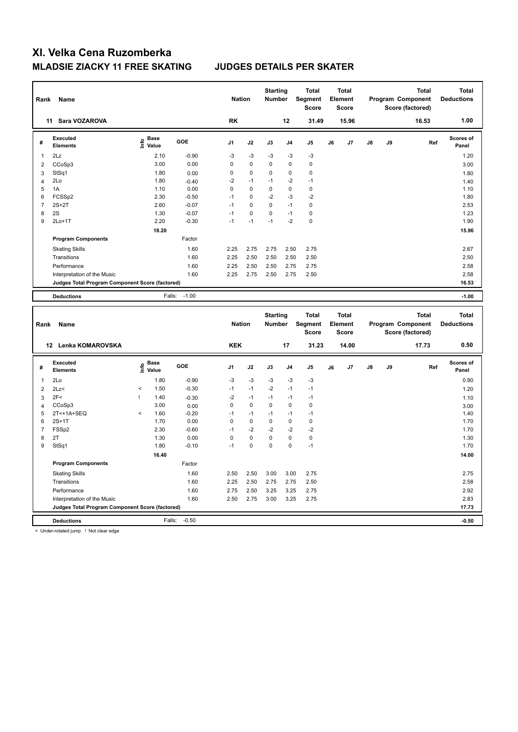# XI. Velka Cena Ruzomberka

## MLADSIE ZIACKY 11 FREE SKATING    JUDGES DETAILS PER SKATER

| Rank | Name | Nation | Starting Number | Total Segment Score | Total Element Score | Total Program Component Score (factored) | Total Deductions |
|---|---|---|---|---|---|---|---|
| 11 | Sara VOZAROVA | RK | 12 | 31.49 | 15.96 | 16.53 | 1.00 |

| # | Executed Elements | Info | Base Value | GOE | J1 | J2 | J3 | J4 | J5 | J6 | J7 | J8 | J9 | Ref | Scores of Panel |
|---|---|---|---|---|---|---|---|---|---|---|---|---|---|---|---|
| 1 | 2Lz | | 2.10 | -0.90 | -3 | -3 | -3 | -3 | -3 | | | | | | 1.20 |
| 2 | CCoSp3 | | 3.00 | 0.00 | 0 | 0 | 0 | 0 | 0 | | | | | | 3.00 |
| 3 | StSq1 | | 1.80 | 0.00 | 0 | 0 | 0 | 0 | 0 | | | | | | 1.80 |
| 4 | 2Lo | | 1.80 | -0.40 | -2 | -1 | -1 | -2 | -1 | | | | | | 1.40 |
| 5 | 1A | | 1.10 | 0.00 | 0 | 0 | 0 | 0 | 0 | | | | | | 1.10 |
| 6 | FCSSp2 | | 2.30 | -0.50 | -1 | 0 | -2 | -3 | -2 | | | | | | 1.80 |
| 7 | 2S+2T | | 2.60 | -0.07 | -1 | 0 | 0 | -1 | 0 | | | | | | 2.53 |
| 8 | 2S | | 1.30 | -0.07 | -1 | 0 | 0 | -1 | 0 | | | | | | 1.23 |
| 9 | 2Lo+1T | | 2.20 | -0.30 | -1 | -1 | -1 | -2 | 0 | | | | | | 1.90 |
| | | | 18.20 | | | | | | | | | | | | 15.96 |
| | **Program Components** | | | Factor | | | | | | | | | | | |
| | Skating Skills | | | 1.60 | 2.25 | 2.75 | 2.75 | 2.50 | 2.75 | | | | | | 2.67 |
| | Transitions | | | 1.60 | 2.25 | 2.50 | 2.50 | 2.50 | 2.50 | | | | | | 2.50 |
| | Performance | | | 1.60 | 2.25 | 2.50 | 2.50 | 2.75 | 2.75 | | | | | | 2.58 |
| | Interpretation of the Music | | | 1.60 | 2.25 | 2.75 | 2.50 | 2.75 | 2.50 | | | | | | 2.58 |
| | **Judges Total Program Component Score (factored)** | | | | | | | | | | | | | | 16.53 |
| | **Deductions** | | Falls: | -1.00 | | | | | | | | | | | -1.00 |

| Rank | Name | Nation | Starting Number | Total Segment Score | Total Element Score | Total Program Component Score (factored) | Total Deductions |
|---|---|---|---|---|---|---|---|
| 12 | Lenka KOMAROVSKA | KEK | 17 | 31.23 | 14.00 | 17.73 | 0.50 |

| # | Executed Elements | Info | Base Value | GOE | J1 | J2 | J3 | J4 | J5 | J6 | J7 | J8 | J9 | Ref | Scores of Panel |
|---|---|---|---|---|---|---|---|---|---|---|---|---|---|---|---|
| 1 | 2Lo | | 1.80 | -0.90 | -3 | -3 | -3 | -3 | -3 | | | | | | 0.90 |
| 2 | 2Lz< | < | 1.50 | -0.30 | -1 | -1 | -2 | -1 | -1 | | | | | | 1.20 |
| 3 | 2F< | ! | 1.40 | -0.30 | -2 | -1 | -1 | -1 | -1 | | | | | | 1.10 |
| 4 | CCoSp3 | | 3.00 | 0.00 | 0 | 0 | 0 | 0 | 0 | | | | | | 3.00 |
| 5 | 2T<+1A+SEQ | < | 1.60 | -0.20 | -1 | -1 | -1 | -1 | -1 | | | | | | 1.40 |
| 6 | 2S+1T | | 1.70 | 0.00 | 0 | 0 | 0 | 0 | 0 | | | | | | 1.70 |
| 7 | FSSp2 | | 2.30 | -0.60 | -1 | -2 | -2 | -2 | -2 | | | | | | 1.70 |
| 8 | 2T | | 1.30 | 0.00 | 0 | 0 | 0 | 0 | 0 | | | | | | 1.30 |
| 9 | StSq1 | | 1.80 | -0.10 | -1 | 0 | 0 | 0 | -1 | | | | | | 1.70 |
| | | | 16.40 | | | | | | | | | | | | 14.00 |
| | **Program Components** | | | Factor | | | | | | | | | | | |
| | Skating Skills | | | 1.60 | 2.50 | 2.50 | 3.00 | 3.00 | 2.75 | | | | | | 2.75 |
| | Transitions | | | 1.60 | 2.25 | 2.50 | 2.75 | 2.75 | 2.50 | | | | | | 2.58 |
| | Performance | | | 1.60 | 2.75 | 2.50 | 3.25 | 3.25 | 2.75 | | | | | | 2.92 |
| | Interpretation of the Music | | | 1.60 | 2.50 | 2.75 | 3.00 | 3.25 | 2.75 | | | | | | 2.83 |
| | **Judges Total Program Component Score (factored)** | | | | | | | | | | | | | | 17.73 |
| | **Deductions** | | Falls: | -0.50 | | | | | | | | | | | -0.50 |

< Under-rotated jump ! Not clear edge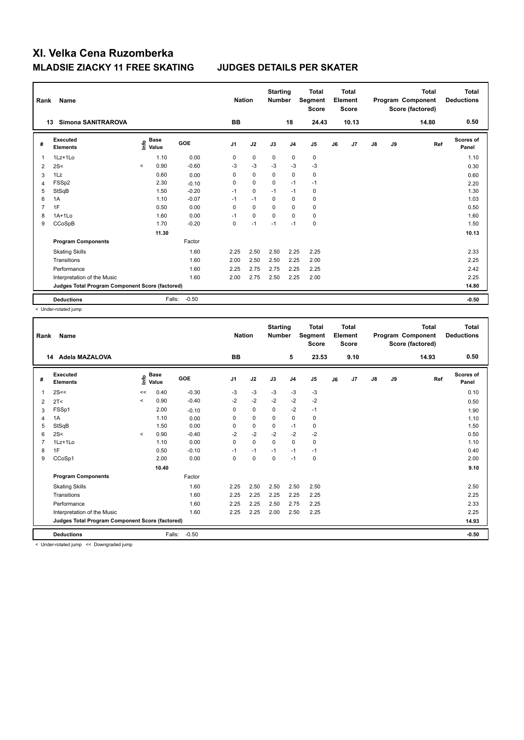# XI. Velka Cena Ruzomberka

## MLADSIE ZIACKY 11 FREE SKATING JUDGES DETAILS PER SKATER

| Rank | Name | Nation | Starting Number | Total Segment Score | Total Element Score | Total Program Component Score (factored) | Total Deductions |
|---|---|---|---|---|---|---|---|
| 13 | Simona SANITRAROVA | BB | 18 | 24.43 | 10.13 | 14.80 | 0.50 |

| # | Executed Elements | Info | Base Value | GOE | J1 | J2 | J3 | J4 | J5 | J6 | J7 | J8 | J9 | Ref | Scores of Panel |
|---|---|---|---|---|---|---|---|---|---|---|---|---|---|---|---|
| 1 | 1Lz+1Lo | | 1.10 | 0.00 | 0 | 0 | 0 | 0 | 0 | | | | | | 1.10 |
| 2 | 2S< | < | 0.90 | -0.60 | -3 | -3 | -3 | -3 | -3 | | | | | | 0.30 |
| 3 | 1Lz | | 0.60 | 0.00 | 0 | 0 | 0 | 0 | 0 | | | | | | 0.60 |
| 4 | FSSp2 | | 2.30 | -0.10 | 0 | 0 | 0 | -1 | -1 | | | | | | 2.20 |
| 5 | StSqB | | 1.50 | -0.20 | -1 | 0 | -1 | -1 | 0 | | | | | | 1.30 |
| 6 | 1A | | 1.10 | -0.07 | -1 | -1 | 0 | 0 | 0 | | | | | | 1.03 |
| 7 | 1F | | 0.50 | 0.00 | 0 | 0 | 0 | 0 | 0 | | | | | | 0.50 |
| 8 | 1A+1Lo | | 1.60 | 0.00 | -1 | 0 | 0 | 0 | 0 | | | | | | 1.60 |
| 9 | CCoSpB | | 1.70 | -0.20 | 0 | -1 | -1 | -1 | 0 | | | | | | 1.50 |
| | | | 11.30 | | | | | | | | | | | | 10.13 |
| | **Program Components** | | | Factor | | | | | | | | | | | |
| | Skating Skills | | | 1.60 | 2.25 | 2.50 | 2.50 | 2.25 | 2.25 | | | | | | 2.33 |
| | Transitions | | | 1.60 | 2.00 | 2.50 | 2.50 | 2.25 | 2.00 | | | | | | 2.25 |
| | Performance | | | 1.60 | 2.25 | 2.75 | 2.75 | 2.25 | 2.25 | | | | | | 2.42 |
| | Interpretation of the Music | | | 1.60 | 2.00 | 2.75 | 2.50 | 2.25 | 2.00 | | | | | | 2.25 |
| | **Judges Total Program Component Score (factored)** | | | | | | | | | | | | | | 14.80 |
| | **Deductions** | | Falls: | -0.50 | | | | | | | | | | | -0.50 |

< Under-rotated jump

| Rank | Name | Nation | Starting Number | Total Segment Score | Total Element Score | Total Program Component Score (factored) | Total Deductions |
|---|---|---|---|---|---|---|---|
| 14 | Adela MAZALOVA | BB | 5 | 23.53 | 9.10 | 14.93 | 0.50 |

| # | Executed Elements | Info | Base Value | GOE | J1 | J2 | J3 | J4 | J5 | J6 | J7 | J8 | J9 | Ref | Scores of Panel |
|---|---|---|---|---|---|---|---|---|---|---|---|---|---|---|---|
| 1 | 2S<< | << | 0.40 | -0.30 | -3 | -3 | -3 | -3 | -3 | | | | | | 0.10 |
| 2 | 2T< | < | 0.90 | -0.40 | -2 | -2 | -2 | -2 | -2 | | | | | | 0.50 |
| 3 | FSSp1 | | 2.00 | -0.10 | 0 | 0 | 0 | -2 | -1 | | | | | | 1.90 |
| 4 | 1A | | 1.10 | 0.00 | 0 | 0 | 0 | 0 | 0 | | | | | | 1.10 |
| 5 | StSqB | | 1.50 | 0.00 | 0 | 0 | 0 | -1 | 0 | | | | | | 1.50 |
| 6 | 2S< | < | 0.90 | -0.40 | -2 | -2 | -2 | -2 | -2 | | | | | | 0.50 |
| 7 | 1Lz+1Lo | | 1.10 | 0.00 | 0 | 0 | 0 | 0 | 0 | | | | | | 1.10 |
| 8 | 1F | | 0.50 | -0.10 | -1 | -1 | -1 | -1 | -1 | | | | | | 0.40 |
| 9 | CCoSp1 | | 2.00 | 0.00 | 0 | 0 | 0 | -1 | 0 | | | | | | 2.00 |
| | | | 10.40 | | | | | | | | | | | | 9.10 |
| | **Program Components** | | | Factor | | | | | | | | | | | |
| | Skating Skills | | | 1.60 | 2.25 | 2.50 | 2.50 | 2.50 | 2.50 | | | | | | 2.50 |
| | Transitions | | | 1.60 | 2.25 | 2.25 | 2.25 | 2.25 | 2.25 | | | | | | 2.25 |
| | Performance | | | 1.60 | 2.25 | 2.25 | 2.50 | 2.75 | 2.25 | | | | | | 2.33 |
| | Interpretation of the Music | | | 1.60 | 2.25 | 2.25 | 2.00 | 2.50 | 2.25 | | | | | | 2.25 |
| | **Judges Total Program Component Score (factored)** | | | | | | | | | | | | | | 14.93 |
| | **Deductions** | | Falls: | -0.50 | | | | | | | | | | | -0.50 |

< Under-rotated jump << Downgraded jump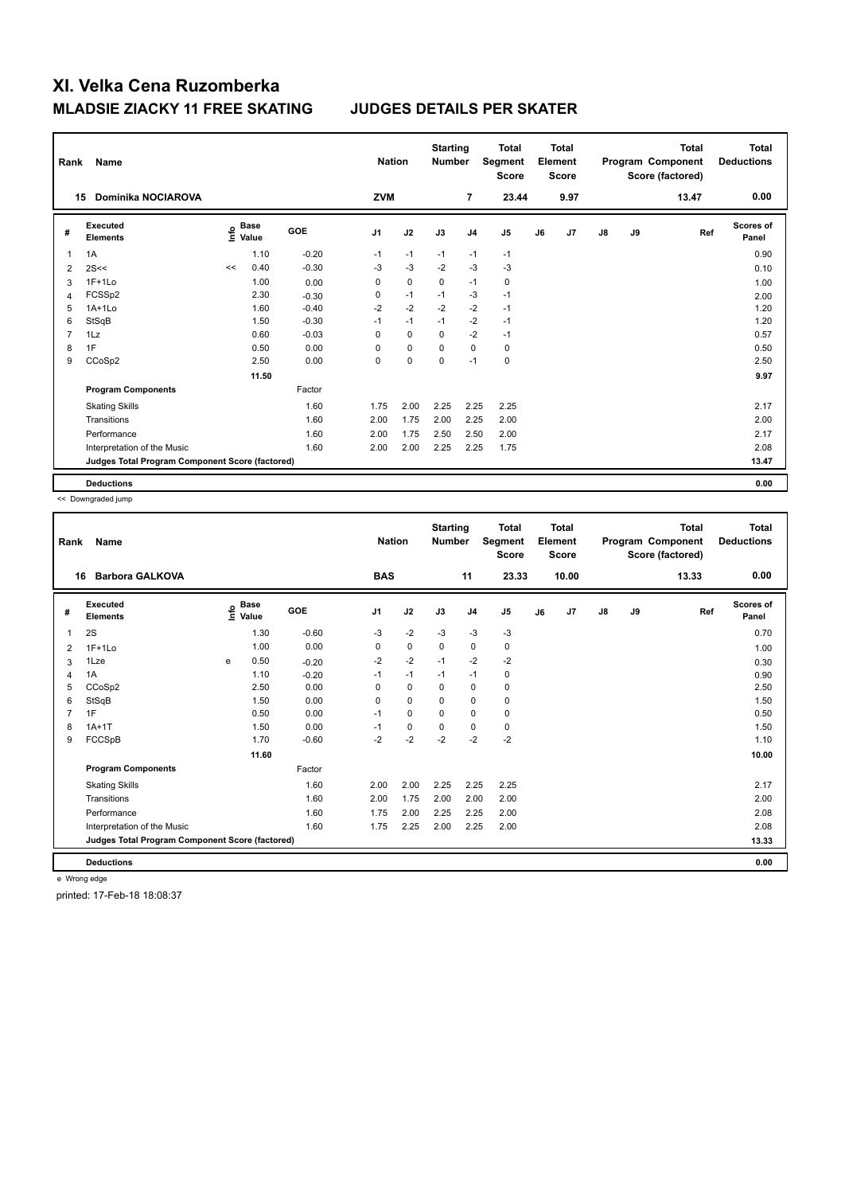# XI. Velka Cena Ruzomberka

## MLADSIE ZIACKY 11 FREE SKATING JUDGES DETAILS PER SKATER

| Rank | Name | Nation | Starting Number | Total Segment Score | Total Element Score | Total Program Component Score (factored) | Total Deductions |
|---|---|---|---|---|---|---|---|
| 15 | Dominika NOCIAROVA | ZVM | 7 | 23.44 | 9.97 | 13.47 | 0.00 |

| # | Executed Elements | Info | Base Value | GOE | J1 | J2 | J3 | J4 | J5 | J6 | J7 | J8 | J9 | Ref | Scores of Panel |
|---|---|---|---|---|---|---|---|---|---|---|---|---|---|---|---|
| 1 | 1A | | 1.10 | -0.20 | -1 | -1 | -1 | -1 | -1 | | | | | | 0.90 |
| 2 | 2S<< | << | 0.40 | -0.30 | -3 | -3 | -2 | -3 | -3 | | | | | | 0.10 |
| 3 | 1F+1Lo | | 1.00 | 0.00 | 0 | 0 | 0 | -1 | 0 | | | | | | 1.00 |
| 4 | FCSSp2 | | 2.30 | -0.30 | 0 | -1 | -1 | -3 | -1 | | | | | | 2.00 |
| 5 | 1A+1Lo | | 1.60 | -0.40 | -2 | -2 | -2 | -2 | -1 | | | | | | 1.20 |
| 6 | StSqB | | 1.50 | -0.30 | -1 | -1 | -1 | -2 | -1 | | | | | | 1.20 |
| 7 | 1Lz | | 0.60 | -0.03 | 0 | 0 | 0 | -2 | -1 | | | | | | 0.57 |
| 8 | 1F | | 0.50 | 0.00 | 0 | 0 | 0 | 0 | 0 | | | | | | 0.50 |
| 9 | CCoSp2 | | 2.50 | 0.00 | 0 | 0 | 0 | -1 | 0 | | | | | | 2.50 |
| | | | 11.50 | | | | | | | | | | | | 9.97 |
| | **Program Components** | | | Factor | | | | | | | | | | | |
| | Skating Skills | | | 1.60 | 1.75 | 2.00 | 2.25 | 2.25 | 2.25 | | | | | | 2.17 |
| | Transitions | | | 1.60 | 2.00 | 1.75 | 2.00 | 2.25 | 2.00 | | | | | | 2.00 |
| | Performance | | | 1.60 | 2.00 | 1.75 | 2.50 | 2.50 | 2.00 | | | | | | 2.17 |
| | Interpretation of the Music | | | 1.60 | 2.00 | 2.00 | 2.25 | 2.25 | 1.75 | | | | | | 2.08 |
| | **Judges Total Program Component Score (factored)** | | | | | | | | | | | | | | 13.47 |
| | **Deductions** | | | | | | | | | | | | | | 0.00 |

<< Downgraded jump

| Rank | Name | Nation | Starting Number | Total Segment Score | Total Element Score | Total Program Component Score (factored) | Total Deductions |
|---|---|---|---|---|---|---|---|
| 16 | Barbora GALKOVA | BAS | 11 | 23.33 | 10.00 | 13.33 | 0.00 |

| # | Executed Elements | Info | Base Value | GOE | J1 | J2 | J3 | J4 | J5 | J6 | J7 | J8 | J9 | Ref | Scores of Panel |
|---|---|---|---|---|---|---|---|---|---|---|---|---|---|---|---|
| 1 | 2S | | 1.30 | -0.60 | -3 | -2 | -3 | -3 | -3 | | | | | | 0.70 |
| 2 | 1F+1Lo | | 1.00 | 0.00 | 0 | 0 | 0 | 0 | 0 | | | | | | 1.00 |
| 3 | 1Lze | e | 0.50 | -0.20 | -2 | -2 | -1 | -2 | -2 | | | | | | 0.30 |
| 4 | 1A | | 1.10 | -0.20 | -1 | -1 | -1 | -1 | 0 | | | | | | 0.90 |
| 5 | CCoSp2 | | 2.50 | 0.00 | 0 | 0 | 0 | 0 | 0 | | | | | | 2.50 |
| 6 | StSqB | | 1.50 | 0.00 | 0 | 0 | 0 | 0 | 0 | | | | | | 1.50 |
| 7 | 1F | | 0.50 | 0.00 | -1 | 0 | 0 | 0 | 0 | | | | | | 0.50 |
| 8 | 1A+1T | | 1.50 | 0.00 | -1 | 0 | 0 | 0 | 0 | | | | | | 1.50 |
| 9 | FCCSpB | | 1.70 | -0.60 | -2 | -2 | -2 | -2 | -2 | | | | | | 1.10 |
| | | | 11.60 | | | | | | | | | | | | 10.00 |
| | **Program Components** | | | Factor | | | | | | | | | | | |
| | Skating Skills | | | 1.60 | 2.00 | 2.00 | 2.25 | 2.25 | 2.25 | | | | | | 2.17 |
| | Transitions | | | 1.60 | 2.00 | 1.75 | 2.00 | 2.00 | 2.00 | | | | | | 2.00 |
| | Performance | | | 1.60 | 1.75 | 2.00 | 2.25 | 2.25 | 2.00 | | | | | | 2.08 |
| | Interpretation of the Music | | | 1.60 | 1.75 | 2.25 | 2.00 | 2.25 | 2.00 | | | | | | 2.08 |
| | **Judges Total Program Component Score (factored)** | | | | | | | | | | | | | | 13.33 |
| | **Deductions** | | | | | | | | | | | | | | 0.00 |

e Wrong edge

printed: 17-Feb-18 18:08:37